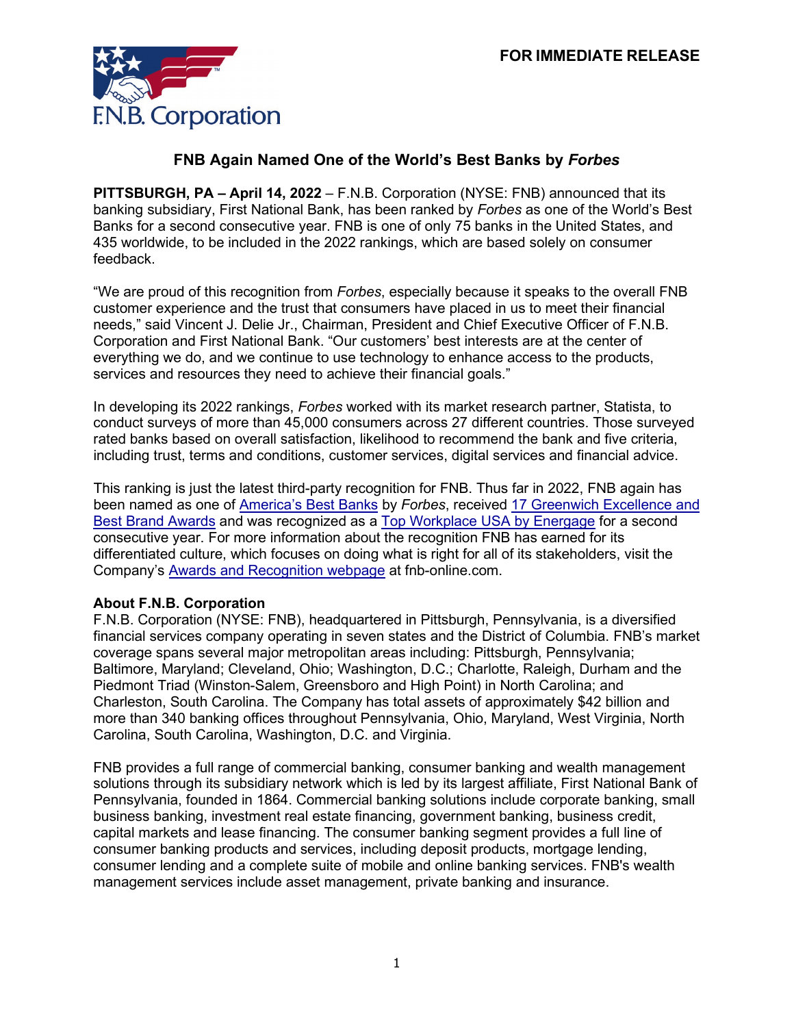**FOR IMMEDIATE RELEASE**

F.N.B. Corporation

# FNB Again Named One of the World's Best Banks by *Forbes*

**PITTSBURGH, PA – April 14, 2022** – F.N.B. Corporation (NYSE: FNB) announced that its banking subsidiary, First National Bank, has been ranked by *Forbes* as one of the World's Best Banks for a second consecutive year. FNB is one of only 75 banks in the United States, and 435 worldwide, to be included in the 2022 rankings, which are based solely on consumer feedback.

"We are proud of this recognition from *Forbes*, especially because it speaks to the overall FNB customer experience and the trust that consumers have placed in us to meet their financial needs," said Vincent J. Delie Jr., Chairman, President and Chief Executive Officer of F.N.B. Corporation and First National Bank. "Our customers' best interests are at the center of everything we do, and we continue to use technology to enhance access to the products, services and resources they need to achieve their financial goals."

In developing its 2022 rankings, *Forbes* worked with its market research partner, Statista, to conduct surveys of more than 45,000 consumers across 27 different countries. Those surveyed rated banks based on overall satisfaction, likelihood to recommend the bank and five criteria, including trust, terms and conditions, customer services, digital services and financial advice.

This ranking is just the latest third-party recognition for FNB. Thus far in 2022, FNB again has been named as one of America's Best Banks by *Forbes*, received 17 Greenwich Excellence and Best Brand Awards and was recognized as a Top Workplace USA by Energage for a second consecutive year. For more information about the recognition FNB has earned for its differentiated culture, which focuses on doing what is right for all of its stakeholders, visit the Company's Awards and Recognition webpage at fnb-online.com.

**About F.N.B. Corporation**

F.N.B. Corporation (NYSE: FNB), headquartered in Pittsburgh, Pennsylvania, is a diversified financial services company operating in seven states and the District of Columbia. FNB's market coverage spans several major metropolitan areas including: Pittsburgh, Pennsylvania; Baltimore, Maryland; Cleveland, Ohio; Washington, D.C.; Charlotte, Raleigh, Durham and the Piedmont Triad (Winston-Salem, Greensboro and High Point) in North Carolina; and Charleston, South Carolina. The Company has total assets of approximately $42 billion and more than 340 banking offices throughout Pennsylvania, Ohio, Maryland, West Virginia, North Carolina, South Carolina, Washington, D.C. and Virginia.

FNB provides a full range of commercial banking, consumer banking and wealth management solutions through its subsidiary network which is led by its largest affiliate, First National Bank of Pennsylvania, founded in 1864. Commercial banking solutions include corporate banking, small business banking, investment real estate financing, government banking, business credit, capital markets and lease financing. The consumer banking segment provides a full line of consumer banking products and services, including deposit products, mortgage lending, consumer lending and a complete suite of mobile and online banking services. FNB's wealth management services include asset management, private banking and insurance.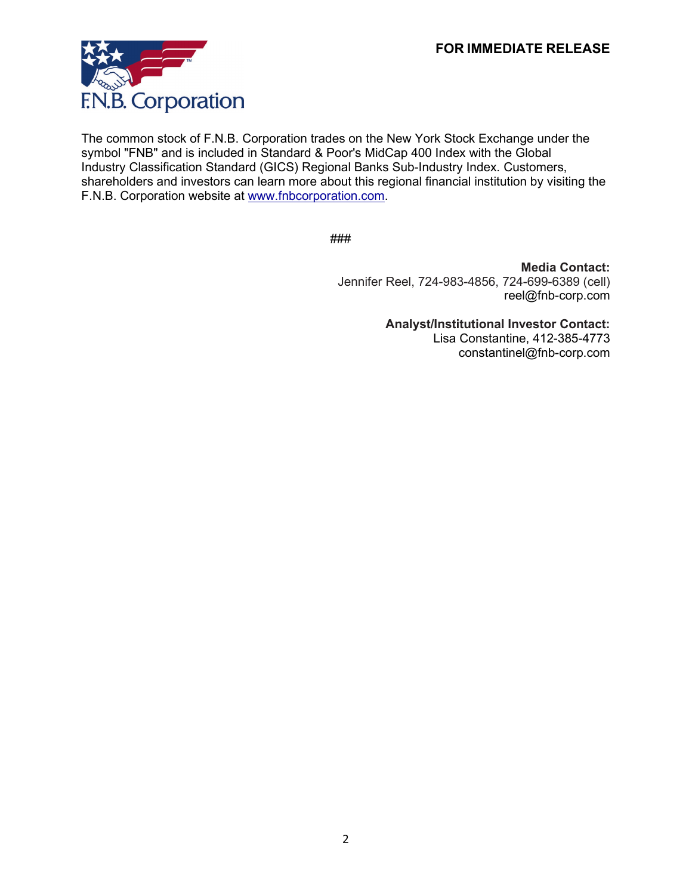**FOR IMMEDIATE RELEASE**

The common stock of F.N.B. Corporation trades on the New York Stock Exchange under the symbol "FNB" and is included in Standard & Poor's MidCap 400 Index with the Global Industry Classification Standard (GICS) Regional Banks Sub-Industry Index. Customers, shareholders and investors can learn more about this regional financial institution by visiting the F.N.B. Corporation website at [www.fnbcorporation.com](http://www.fnbcorporation.com).

###

**Media Contact:**
Jennifer Reel, 724-983-4856, 724-699-6389 (cell)
reel@fnb-corp.com

**Analyst/Institutional Investor Contact:**
Lisa Constantine, 412-385-4773
constantinel@fnb-corp.com